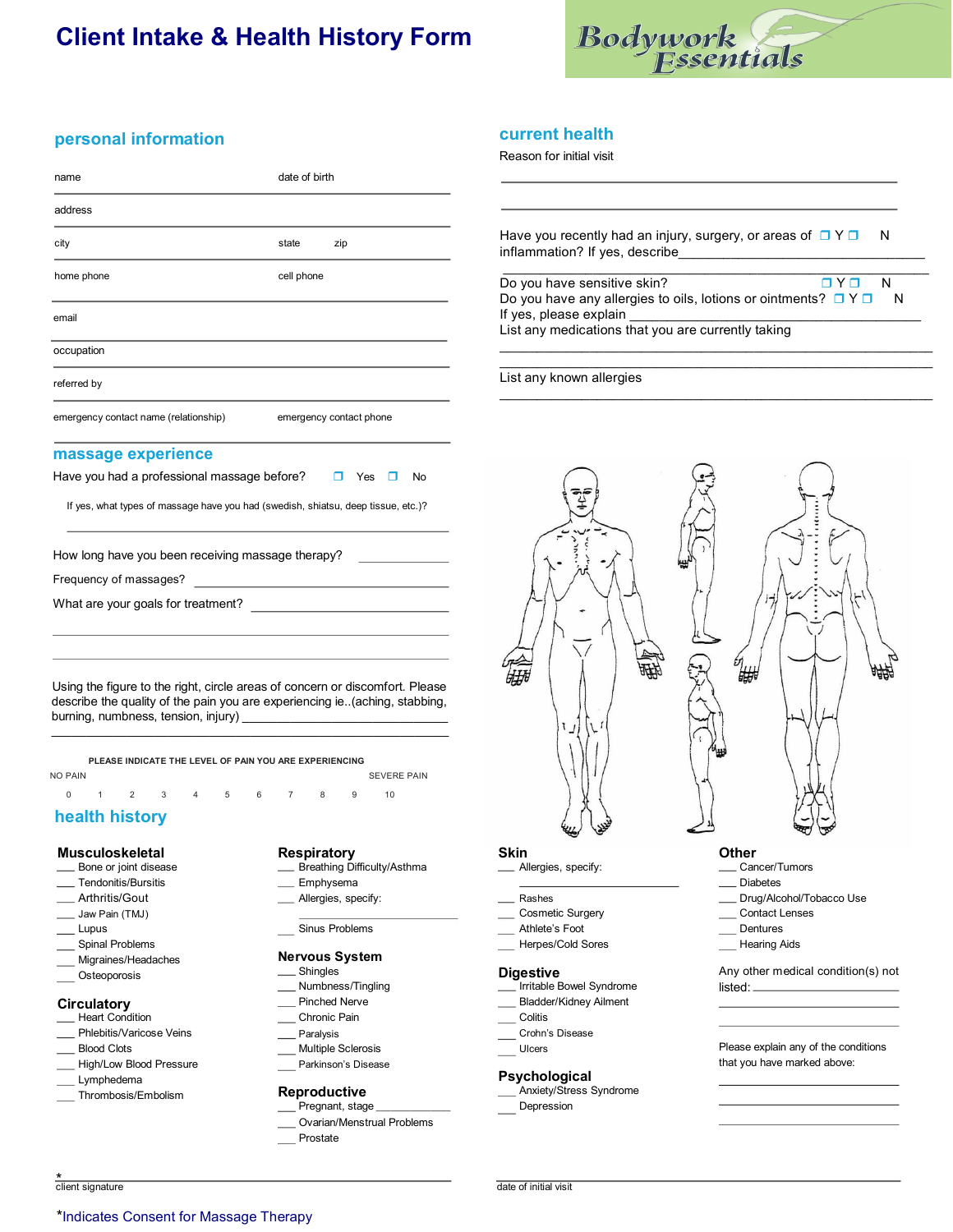# Client Intake & Health History Form

Bodywork Essentials

## personal information

name date of birth

address

city state zip

home phone cell phone

email

occupation

referred by

emergency contact name (relationship) emergency contact phone

## massage experience

Have you had a professional massage before? ❒ Yes ❒ No

If yes, what types of massage have you had (swedish, shiatsu, deep tissue, etc.)?

___________________________________________

How long have you been receiving massage therapy? ___________

Frequency of massages? ___________________________

What are your goals for treatment? ___________________________

___________________________________________

___________________________________________

Using the figure to the right, circle areas of concern or discomfort. Please describe the quality of the pain you are experiencing ie..(aching, stabbing, burning, numbness, tension, injury) ___________________________

___________________________________________

PLEASE INDICATE THE LEVEL OF PAIN YOU ARE EXPERIENCING

NO PAIN SEVERE PAIN

0 1 2 3 4 5 6 7 8 9 10

## current health

Reason for initial visit

___________________________________________

___________________________________________

Have you recently had an injury, surgery, or areas of inflammation? If yes, describe___________________ ❒ Y ❒ N

___________________________________________

Do you have sensitive skin? ❒ Y ❒ N

Do you have any allergies to oils, lotions or ointments? ❒ Y ❒ N

If yes, please explain ___________________________

List any medications that you are currently taking

___________________________________________

___________________________________________

List any known allergies

___________________________________________

## health history

### Musculoskeletal
- ___ Bone or joint disease
- ___ Tendonitis/Bursitis
- ___ Arthritis/Gout
- ___ Jaw Pain (TMJ)
- ___ Lupus
- ___ Spinal Problems
- ___ Migraines/Headaches
- ___ Osteoporosis

### Circulatory
- ___ Heart Condition
- ___ Phlebitis/Varicose Veins
- ___ Blood Clots
- ___ High/Low Blood Pressure
- ___ Lymphedema
- ___ Thrombosis/Embolism

### Respiratory
- ___ Breathing Difficulty/Asthma
- ___ Emphysema
- ___ Allergies, specify: ___________________
- ___ Sinus Problems

### Nervous System
- ___ Shingles
- ___ Numbness/Tingling
- ___ Pinched Nerve
- ___ Chronic Pain
- ___ Paralysis
- ___ Multiple Sclerosis
- ___ Parkinson's Disease

### Reproductive
- ___ Pregnant, stage ___________
- ___ Ovarian/Menstrual Problems
- ___ Prostate

### Skin
- ___ Allergies, specify: ___________________
- ___ Rashes
- ___ Cosmetic Surgery
- ___ Athlete's Foot
- ___ Herpes/Cold Sores

### Digestive
- ___ Irritable Bowel Syndrome
- ___ Bladder/Kidney Ailment
- ___ Colitis
- ___ Crohn's Disease
- ___ Ulcers

### Psychological
- ___ Anxiety/Stress Syndrome
- ___ Depression

### Other
- ___ Cancer/Tumors
- ___ Diabetes
- ___ Drug/Alcohol/Tobacco Use
- ___ Contact Lenses
- ___ Dentures
- ___ Hearing Aids

Any other medical condition(s) not listed: ___________________

___________________________________________

___________________________________________

Please explain any of the conditions that you have marked above:

___________________________________________

___________________________________________

___________________________________________

*___________________________________________
client signature

___________________________________________
date of initial visit

*Indicates Consent for Massage Therapy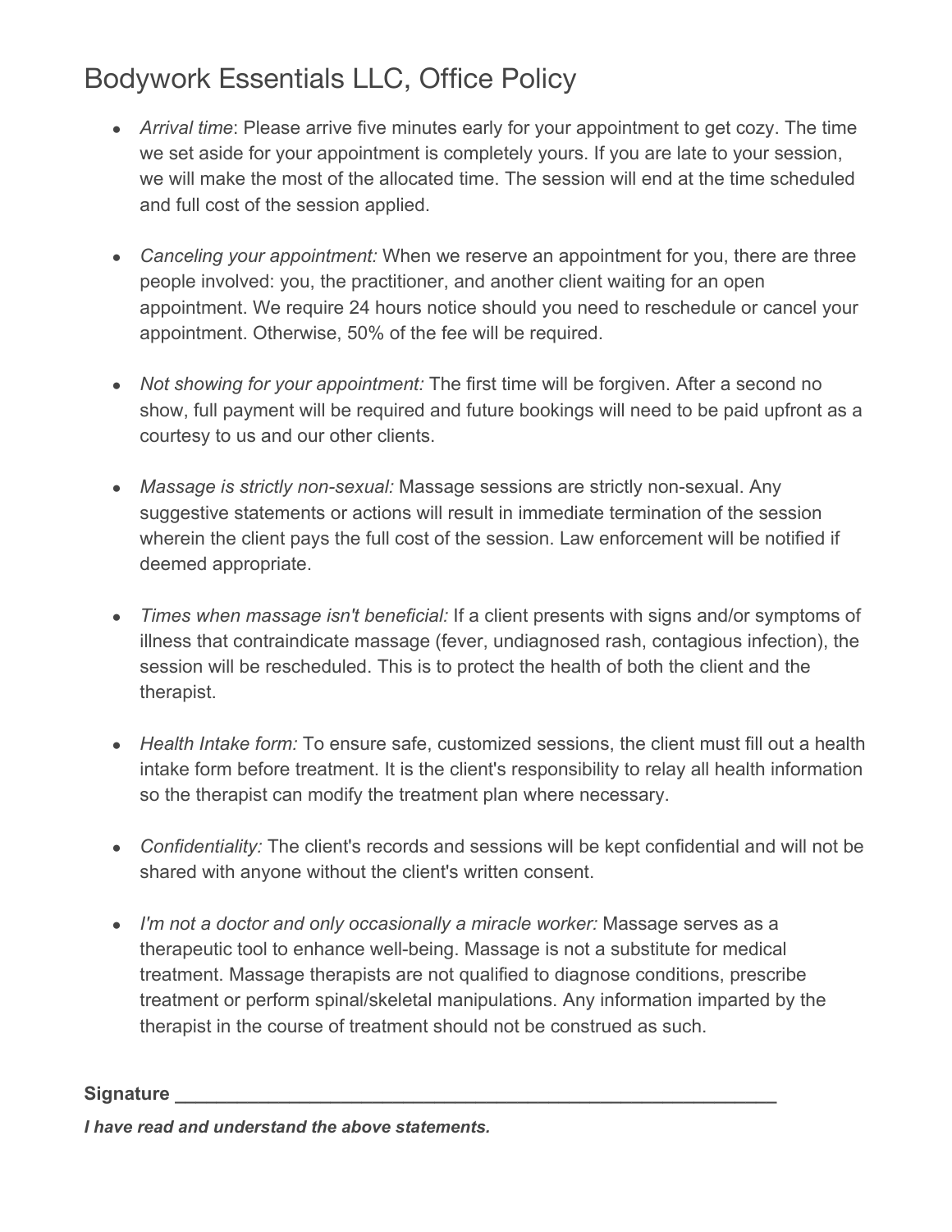# Bodywork Essentials LLC, Office Policy

- *Arrival time*: Please arrive five minutes early for your appointment to get cozy. The time we set aside for your appointment is completely yours. If you are late to your session, we will make the most of the allocated time. The session will end at the time scheduled and full cost of the session applied.

- *Canceling your appointment:* When we reserve an appointment for you, there are three people involved: you, the practitioner, and another client waiting for an open appointment. We require 24 hours notice should you need to reschedule or cancel your appointment. Otherwise, 50% of the fee will be required.

- *Not showing for your appointment:* The first time will be forgiven. After a second no show, full payment will be required and future bookings will need to be paid upfront as a courtesy to us and our other clients.

- *Massage is strictly non-sexual:* Massage sessions are strictly non-sexual. Any suggestive statements or actions will result in immediate termination of the session wherein the client pays the full cost of the session. Law enforcement will be notified if deemed appropriate.

- *Times when massage isn't beneficial:* If a client presents with signs and/or symptoms of illness that contraindicate massage (fever, undiagnosed rash, contagious infection), the session will be rescheduled. This is to protect the health of both the client and the therapist.

- *Health Intake form:* To ensure safe, customized sessions, the client must fill out a health intake form before treatment. It is the client's responsibility to relay all health information so the therapist can modify the treatment plan where necessary.

- *Confidentiality:* The client's records and sessions will be kept confidential and will not be shared with anyone without the client's written consent.

- *I'm not a doctor and only occasionally a miracle worker:* Massage serves as a therapeutic tool to enhance well-being. Massage is not a substitute for medical treatment. Massage therapists are not qualified to diagnose conditions, prescribe treatment or perform spinal/skeletal manipulations. Any information imparted by the therapist in the course of treatment should not be construed as such.

**Signature** ____________________________________________________________

***I have read and understand the above statements.***